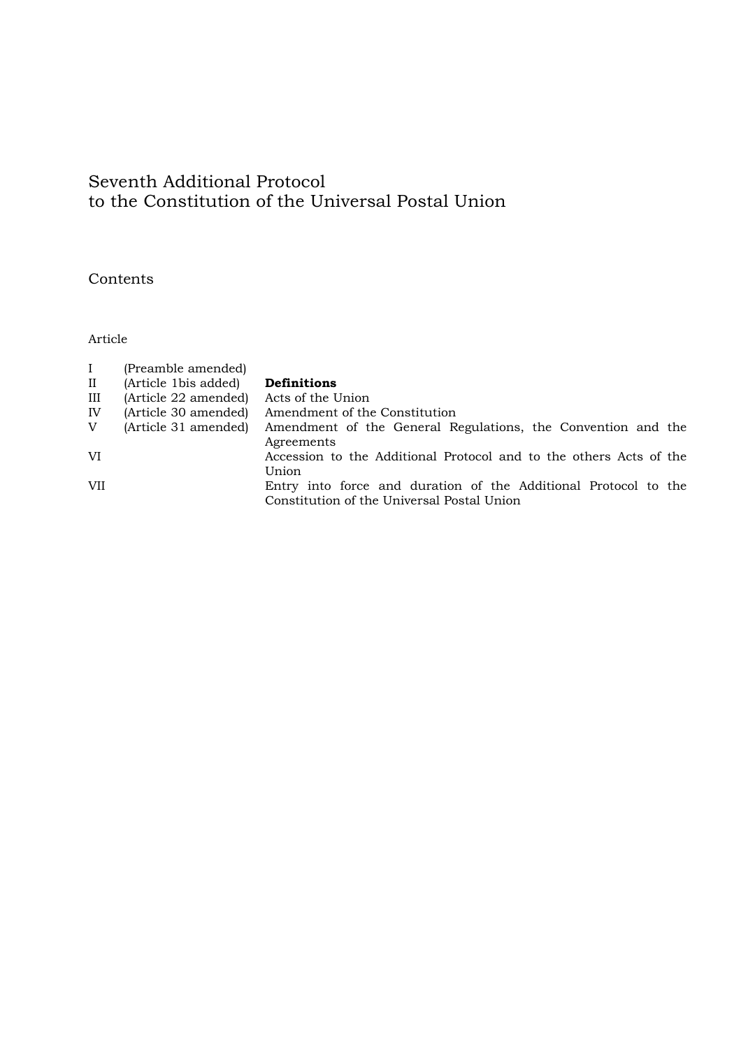# Seventh Additional Protocol to the Constitution of the Universal Postal Union

## Contents

Article

| | | |
|---|---|---|
| I | (Preamble amended) | |
| II | (Article 1bis added) | **Definitions** |
| III | (Article 22 amended) | Acts of the Union |
| IV | (Article 30 amended) | Amendment of the Constitution |
| V | (Article 31 amended) | Amendment of the General Regulations, the Convention and the Agreements |
| VI | | Accession to the Additional Protocol and to the others Acts of the Union |
| VII | | Entry into force and duration of the Additional Protocol to the Constitution of the Universal Postal Union |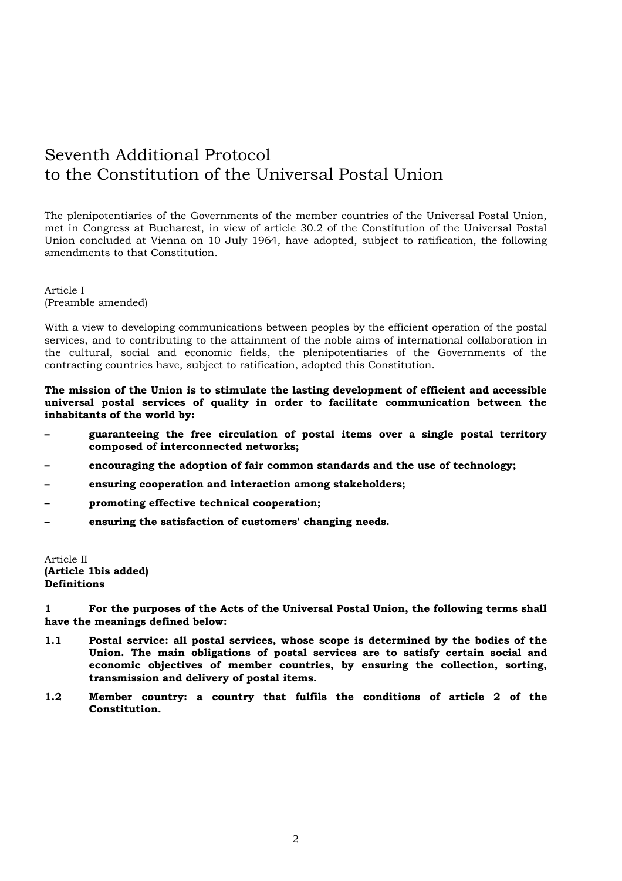# Seventh Additional Protocol to the Constitution of the Universal Postal Union

The plenipotentiaries of the Governments of the member countries of the Universal Postal Union, met in Congress at Bucharest, in view of article 30.2 of the Constitution of the Universal Postal Union concluded at Vienna on 10 July 1964, have adopted, subject to ratification, the following amendments to that Constitution.

Article I
(Preamble amended)

With a view to developing communications between peoples by the efficient operation of the postal services, and to contributing to the attainment of the noble aims of international collaboration in the cultural, social and economic fields, the plenipotentiaries of the Governments of the contracting countries have, subject to ratification, adopted this Constitution.

**The mission of the Union is to stimulate the lasting development of efficient and accessible universal postal services of quality in order to facilitate communication between the inhabitants of the world by:**

– **guaranteeing the free circulation of postal items over a single postal territory composed of interconnected networks;**

– **encouraging the adoption of fair common standards and the use of technology;**

– **ensuring cooperation and interaction among stakeholders;**

– **promoting effective technical cooperation;**

– **ensuring the satisfaction of customers' changing needs.**

Article II
**(Article 1bis added)**
**Definitions**

**1 For the purposes of the Acts of the Universal Postal Union, the following terms shall have the meanings defined below:**

**1.1 Postal service: all postal services, whose scope is determined by the bodies of the Union. The main obligations of postal services are to satisfy certain social and economic objectives of member countries, by ensuring the collection, sorting, transmission and delivery of postal items.**

**1.2 Member country: a country that fulfils the conditions of article 2 of the Constitution.**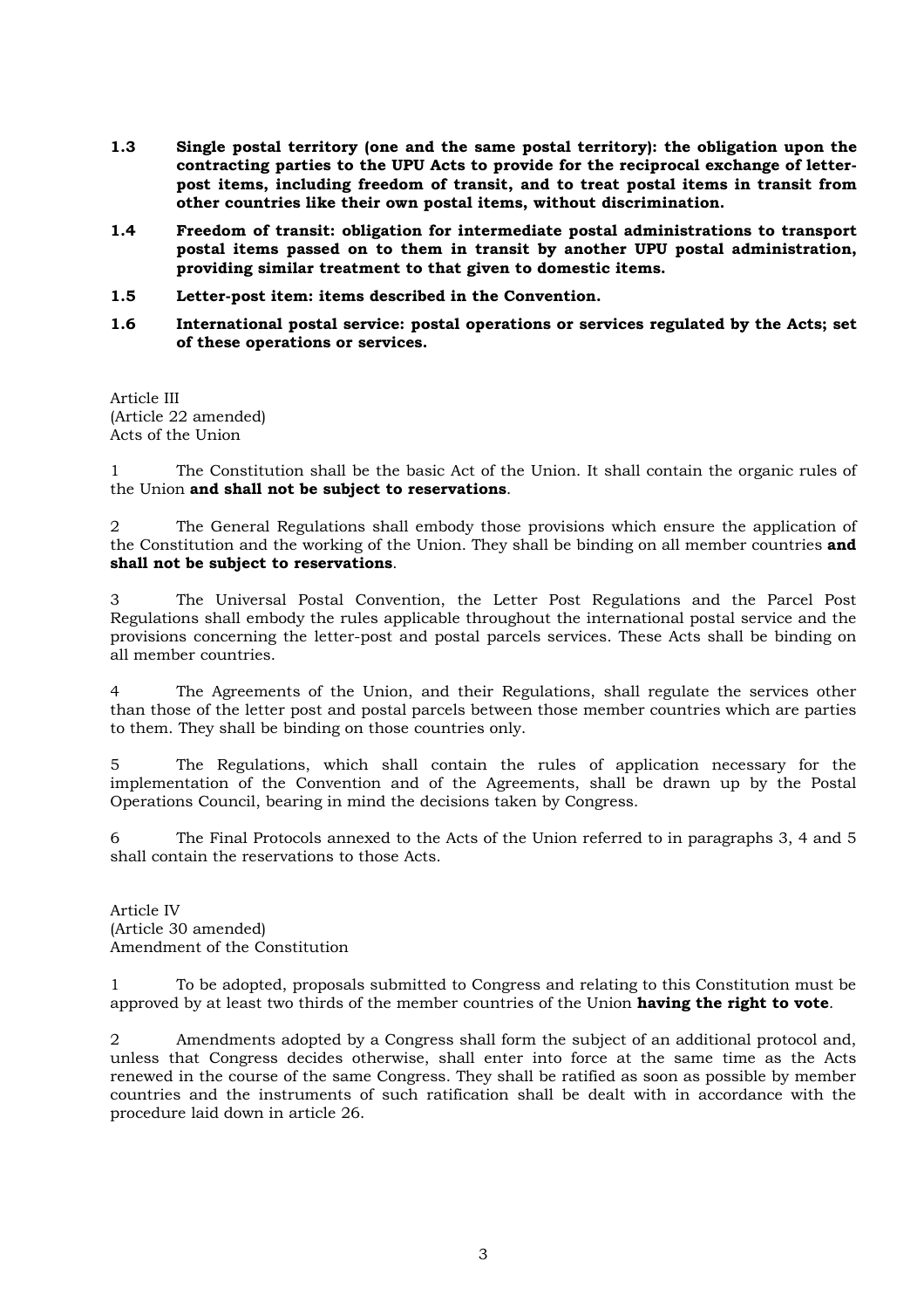**1.3 Single postal territory (one and the same postal territory): the obligation upon the contracting parties to the UPU Acts to provide for the reciprocal exchange of letter-post items, including freedom of transit, and to treat postal items in transit from other countries like their own postal items, without discrimination.**

**1.4 Freedom of transit: obligation for intermediate postal administrations to transport postal items passed on to them in transit by another UPU postal administration, providing similar treatment to that given to domestic items.**

**1.5 Letter-post item: items described in the Convention.**

**1.6 International postal service: postal operations or services regulated by the Acts; set of these operations or services.**

Article III
(Article 22 amended)
Acts of the Union

1 The Constitution shall be the basic Act of the Union. It shall contain the organic rules of the Union **and shall not be subject to reservations**.

2 The General Regulations shall embody those provisions which ensure the application of the Constitution and the working of the Union. They shall be binding on all member countries **and shall not be subject to reservations**.

3 The Universal Postal Convention, the Letter Post Regulations and the Parcel Post Regulations shall embody the rules applicable throughout the international postal service and the provisions concerning the letter-post and postal parcels services. These Acts shall be binding on all member countries.

4 The Agreements of the Union, and their Regulations, shall regulate the services other than those of the letter post and postal parcels between those member countries which are parties to them. They shall be binding on those countries only.

5 The Regulations, which shall contain the rules of application necessary for the implementation of the Convention and of the Agreements, shall be drawn up by the Postal Operations Council, bearing in mind the decisions taken by Congress.

6 The Final Protocols annexed to the Acts of the Union referred to in paragraphs 3, 4 and 5 shall contain the reservations to those Acts.

Article IV
(Article 30 amended)
Amendment of the Constitution

1 To be adopted, proposals submitted to Congress and relating to this Constitution must be approved by at least two thirds of the member countries of the Union **having the right to vote**.

2 Amendments adopted by a Congress shall form the subject of an additional protocol and, unless that Congress decides otherwise, shall enter into force at the same time as the Acts renewed in the course of the same Congress. They shall be ratified as soon as possible by member countries and the instruments of such ratification shall be dealt with in accordance with the procedure laid down in article 26.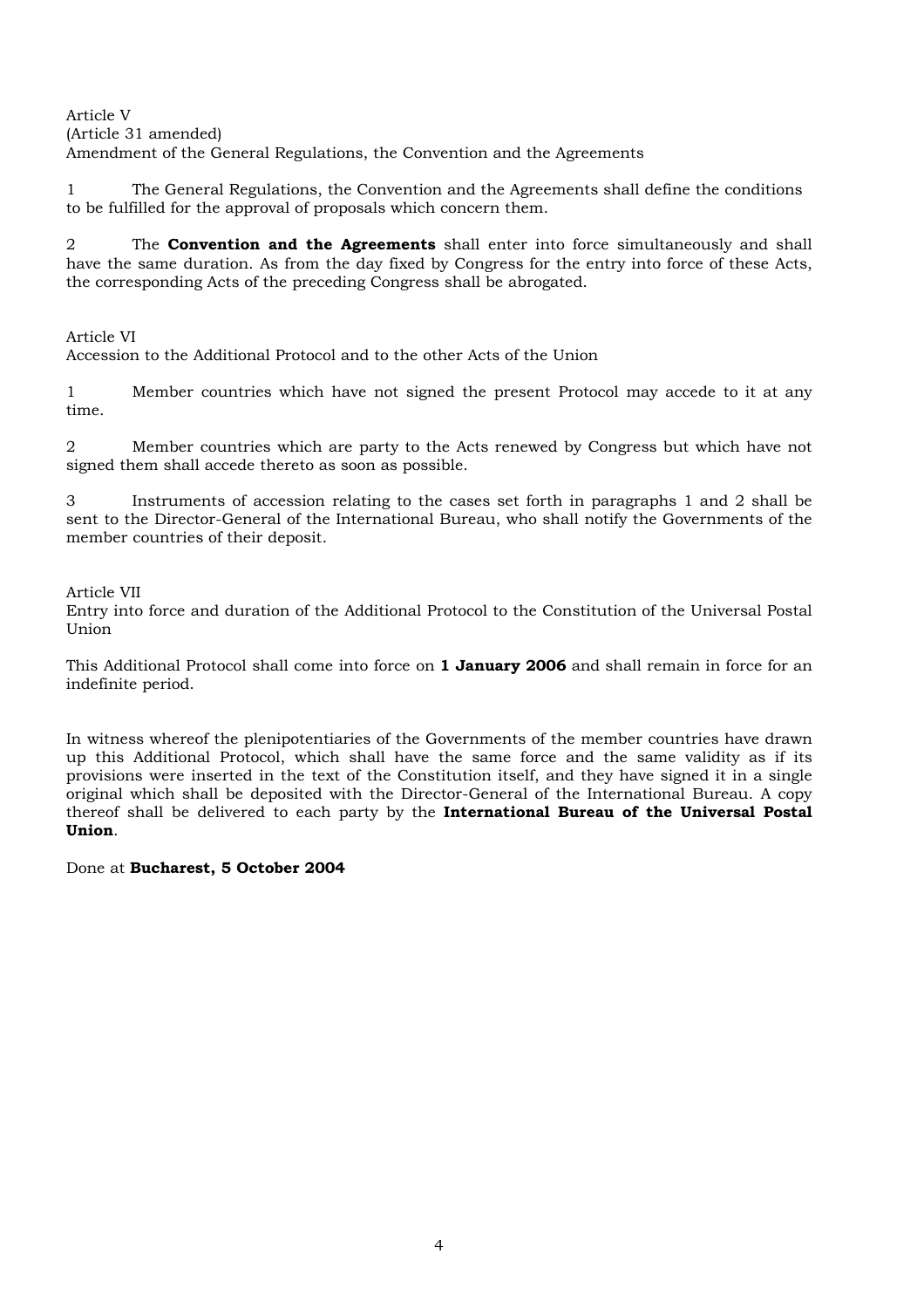Article V
(Article 31 amended)
Amendment of the General Regulations, the Convention and the Agreements

1 The General Regulations, the Convention and the Agreements shall define the conditions to be fulfilled for the approval of proposals which concern them.

2 The **Convention and the Agreements** shall enter into force simultaneously and shall have the same duration. As from the day fixed by Congress for the entry into force of these Acts, the corresponding Acts of the preceding Congress shall be abrogated.

Article VI
Accession to the Additional Protocol and to the other Acts of the Union

1 Member countries which have not signed the present Protocol may accede to it at any time.

2 Member countries which are party to the Acts renewed by Congress but which have not signed them shall accede thereto as soon as possible.

3 Instruments of accession relating to the cases set forth in paragraphs 1 and 2 shall be sent to the Director-General of the International Bureau, who shall notify the Governments of the member countries of their deposit.

Article VII
Entry into force and duration of the Additional Protocol to the Constitution of the Universal Postal Union

This Additional Protocol shall come into force on **1 January 2006** and shall remain in force for an indefinite period.

In witness whereof the plenipotentiaries of the Governments of the member countries have drawn up this Additional Protocol, which shall have the same force and the same validity as if its provisions were inserted in the text of the Constitution itself, and they have signed it in a single original which shall be deposited with the Director-General of the International Bureau. A copy thereof shall be delivered to each party by the **International Bureau of the Universal Postal Union**.

Done at **Bucharest, 5 October 2004**